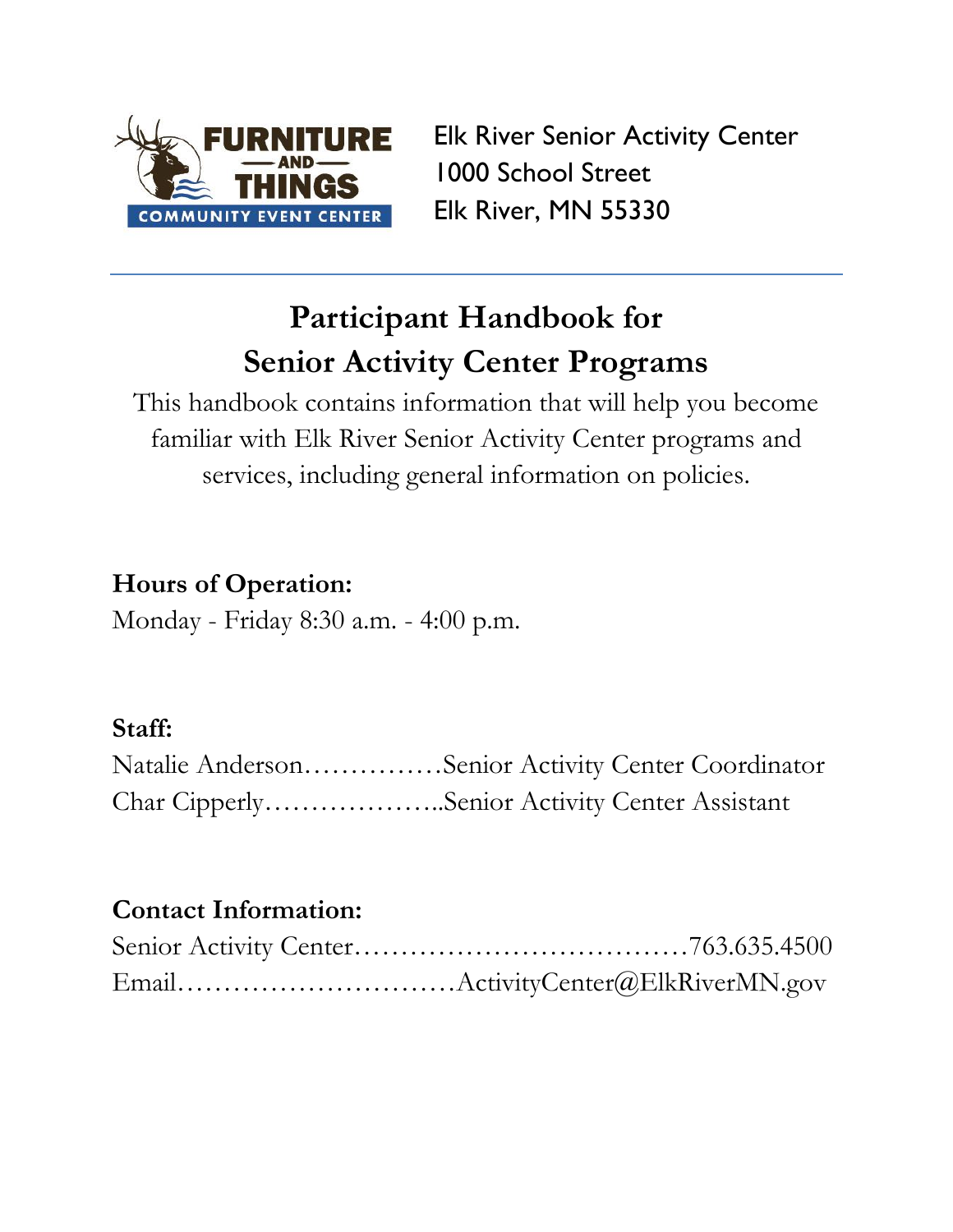FURNITURE — AND — THINGS COMMUNITY EVENT CENTER

Elk River Senior Activity Center
1000 School Street
Elk River, MN 55330

---

# Participant Handbook for Senior Activity Center Programs

This handbook contains information that will help you become familiar with Elk River Senior Activity Center programs and services, including general information on policies.

**Hours of Operation:**
Monday - Friday 8:30 a.m. - 4:00 p.m.

**Staff:**
Natalie Anderson……………Senior Activity Center Coordinator
Char Cipperly………………..Senior Activity Center Assistant

**Contact Information:**
Senior Activity Center………………………………763.635.4500
Email…………………………ActivityCenter@ElkRiverMN.gov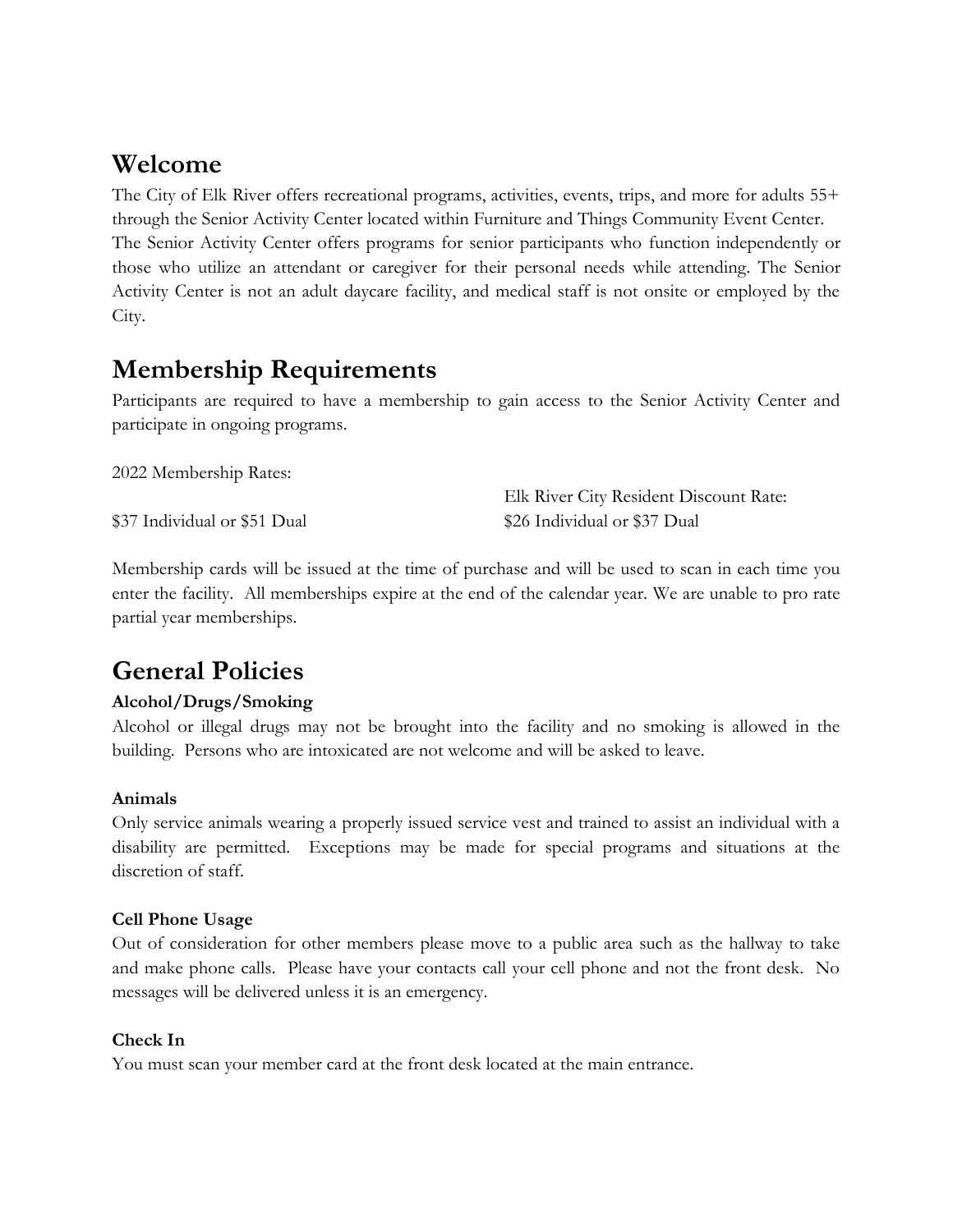## Welcome

The City of Elk River offers recreational programs, activities, events, trips, and more for adults 55+ through the Senior Activity Center located within Furniture and Things Community Event Center. The Senior Activity Center offers programs for senior participants who function independently or those who utilize an attendant or caregiver for their personal needs while attending. The Senior Activity Center is not an adult daycare facility, and medical staff is not onsite or employed by the City.

## Membership Requirements

Participants are required to have a membership to gain access to the Senior Activity Center and participate in ongoing programs.

| 2022 Membership Rates: | Elk River City Resident Discount Rate: |
| --- | --- |
| $37 Individual or $51 Dual | $26 Individual or $37 Dual |

Membership cards will be issued at the time of purchase and will be used to scan in each time you enter the facility. All memberships expire at the end of the calendar year. We are unable to pro rate partial year memberships.

## General Policies

**Alcohol/Drugs/Smoking**

Alcohol or illegal drugs may not be brought into the facility and no smoking is allowed in the building. Persons who are intoxicated are not welcome and will be asked to leave.

**Animals**

Only service animals wearing a properly issued service vest and trained to assist an individual with a disability are permitted. Exceptions may be made for special programs and situations at the discretion of staff.

**Cell Phone Usage**

Out of consideration for other members please move to a public area such as the hallway to take and make phone calls. Please have your contacts call your cell phone and not the front desk. No messages will be delivered unless it is an emergency.

**Check In**

You must scan your member card at the front desk located at the main entrance.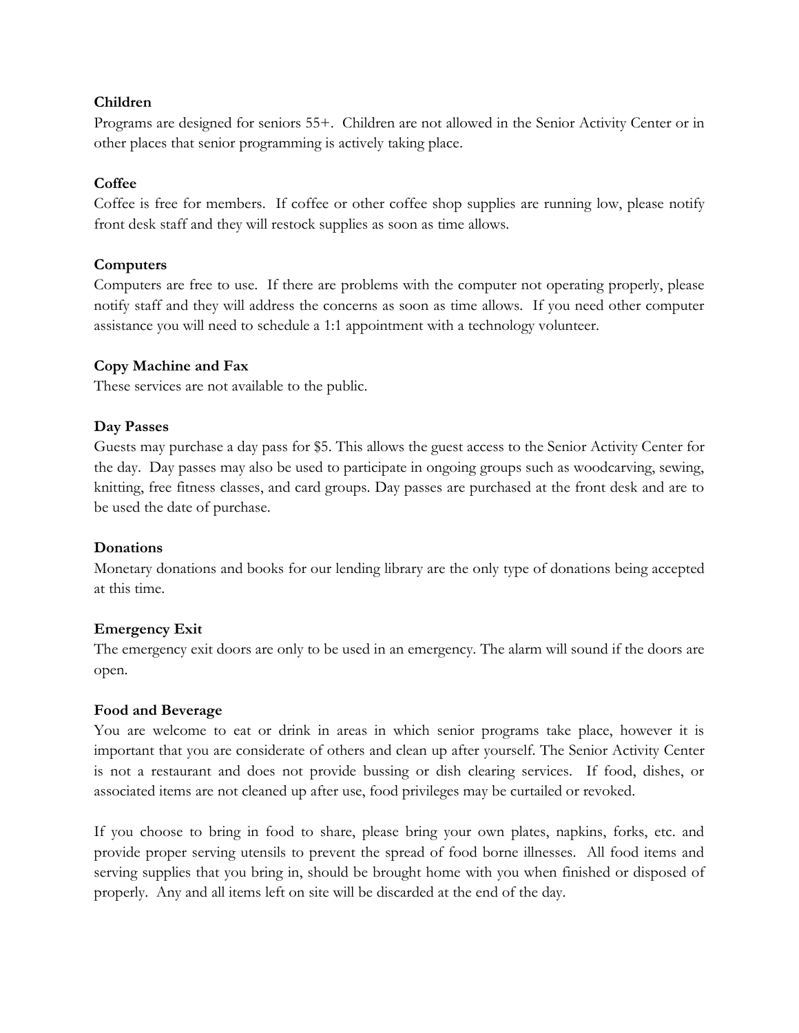**Children**

Programs are designed for seniors 55+. Children are not allowed in the Senior Activity Center or in other places that senior programming is actively taking place.

**Coffee**

Coffee is free for members. If coffee or other coffee shop supplies are running low, please notify front desk staff and they will restock supplies as soon as time allows.

**Computers**

Computers are free to use. If there are problems with the computer not operating properly, please notify staff and they will address the concerns as soon as time allows. If you need other computer assistance you will need to schedule a 1:1 appointment with a technology volunteer.

**Copy Machine and Fax**

These services are not available to the public.

**Day Passes**

Guests may purchase a day pass for $5. This allows the guest access to the Senior Activity Center for the day. Day passes may also be used to participate in ongoing groups such as woodcarving, sewing, knitting, free fitness classes, and card groups. Day passes are purchased at the front desk and are to be used the date of purchase.

**Donations**

Monetary donations and books for our lending library are the only type of donations being accepted at this time.

**Emergency Exit**

The emergency exit doors are only to be used in an emergency. The alarm will sound if the doors are open.

**Food and Beverage**

You are welcome to eat or drink in areas in which senior programs take place, however it is important that you are considerate of others and clean up after yourself. The Senior Activity Center is not a restaurant and does not provide bussing or dish clearing services. If food, dishes, or associated items are not cleaned up after use, food privileges may be curtailed or revoked.

If you choose to bring in food to share, please bring your own plates, napkins, forks, etc. and provide proper serving utensils to prevent the spread of food borne illnesses. All food items and serving supplies that you bring in, should be brought home with you when finished or disposed of properly. Any and all items left on site will be discarded at the end of the day.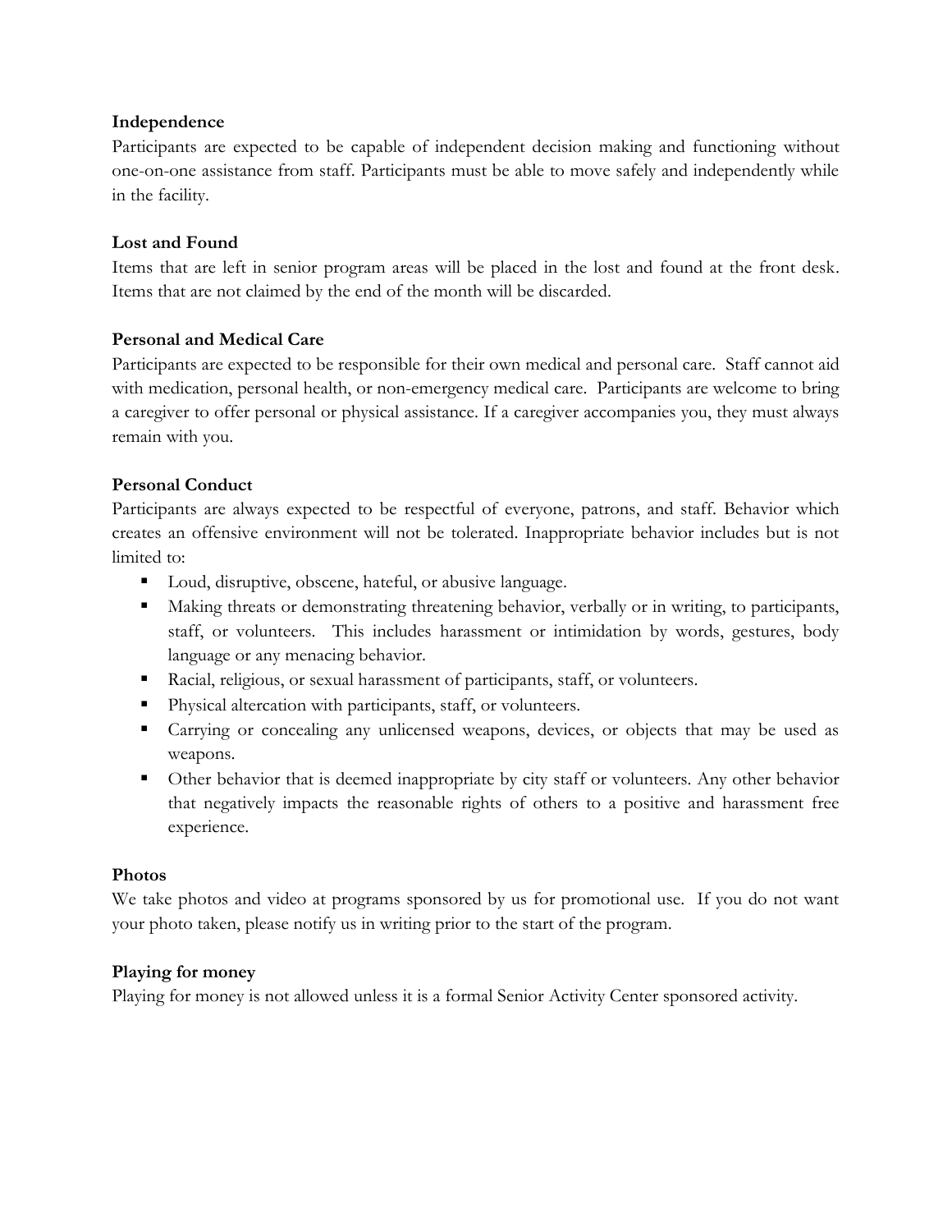**Independence**

Participants are expected to be capable of independent decision making and functioning without one-on-one assistance from staff. Participants must be able to move safely and independently while in the facility.

**Lost and Found**

Items that are left in senior program areas will be placed in the lost and found at the front desk. Items that are not claimed by the end of the month will be discarded.

**Personal and Medical Care**

Participants are expected to be responsible for their own medical and personal care. Staff cannot aid with medication, personal health, or non-emergency medical care. Participants are welcome to bring a caregiver to offer personal or physical assistance. If a caregiver accompanies you, they must always remain with you.

**Personal Conduct**

Participants are always expected to be respectful of everyone, patrons, and staff. Behavior which creates an offensive environment will not be tolerated. Inappropriate behavior includes but is not limited to:

- Loud, disruptive, obscene, hateful, or abusive language.
- Making threats or demonstrating threatening behavior, verbally or in writing, to participants, staff, or volunteers. This includes harassment or intimidation by words, gestures, body language or any menacing behavior.
- Racial, religious, or sexual harassment of participants, staff, or volunteers.
- Physical altercation with participants, staff, or volunteers.
- Carrying or concealing any unlicensed weapons, devices, or objects that may be used as weapons.
- Other behavior that is deemed inappropriate by city staff or volunteers. Any other behavior that negatively impacts the reasonable rights of others to a positive and harassment free experience.

**Photos**

We take photos and video at programs sponsored by us for promotional use. If you do not want your photo taken, please notify us in writing prior to the start of the program.

**Playing for money**

Playing for money is not allowed unless it is a formal Senior Activity Center sponsored activity.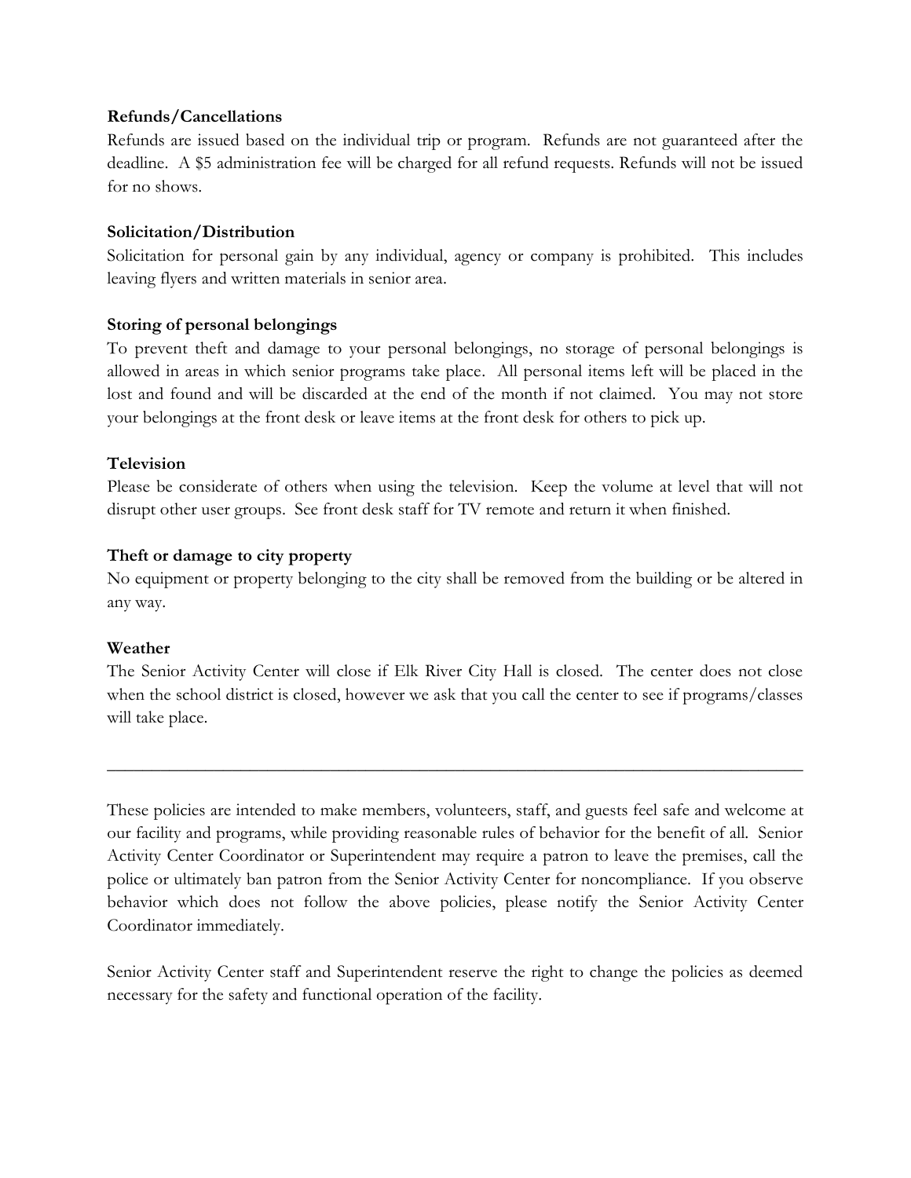**Refunds/Cancellations**

Refunds are issued based on the individual trip or program. Refunds are not guaranteed after the deadline. A $5 administration fee will be charged for all refund requests. Refunds will not be issued for no shows.

**Solicitation/Distribution**

Solicitation for personal gain by any individual, agency or company is prohibited. This includes leaving flyers and written materials in senior area.

**Storing of personal belongings**

To prevent theft and damage to your personal belongings, no storage of personal belongings is allowed in areas in which senior programs take place. All personal items left will be placed in the lost and found and will be discarded at the end of the month if not claimed. You may not store your belongings at the front desk or leave items at the front desk for others to pick up.

**Television**

Please be considerate of others when using the television. Keep the volume at level that will not disrupt other user groups. See front desk staff for TV remote and return it when finished.

**Theft or damage to city property**

No equipment or property belonging to the city shall be removed from the building or be altered in any way.

**Weather**

The Senior Activity Center will close if Elk River City Hall is closed. The center does not close when the school district is closed, however we ask that you call the center to see if programs/classes will take place.

---

These policies are intended to make members, volunteers, staff, and guests feel safe and welcome at our facility and programs, while providing reasonable rules of behavior for the benefit of all. Senior Activity Center Coordinator or Superintendent may require a patron to leave the premises, call the police or ultimately ban patron from the Senior Activity Center for noncompliance. If you observe behavior which does not follow the above policies, please notify the Senior Activity Center Coordinator immediately.

Senior Activity Center staff and Superintendent reserve the right to change the policies as deemed necessary for the safety and functional operation of the facility.